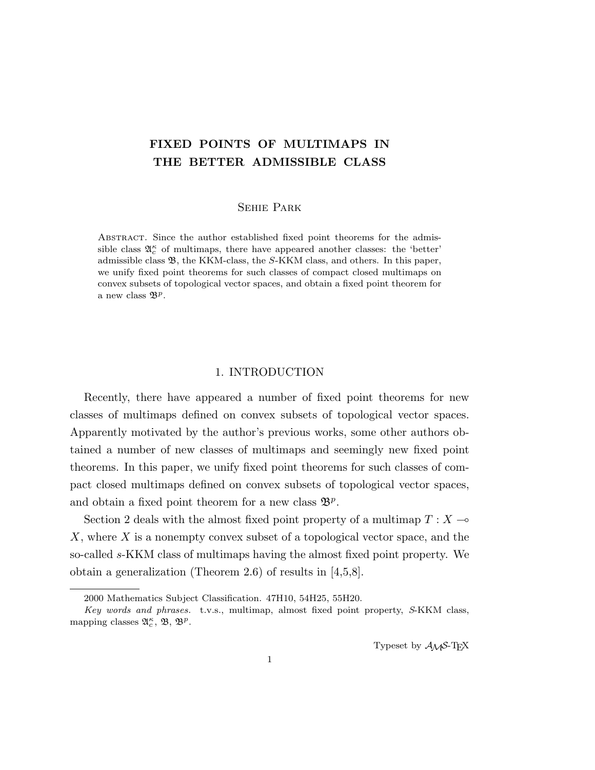# FIXED POINTS OF MULTIMAPS IN THE BETTER ADMISSIBLE CLASS

Sehie Park

Abstract. Since the author established fixed point theorems for the admissible class $\mathfrak{A}_c^\kappa$ of multimaps, there have appeared another classes: the 'better' admissible class $\mathfrak{B}$, the KKM-class, the $S$-KKM class, and others. In this paper, we unify fixed point theorems for such classes of compact closed multimaps on convex subsets of topological vector spaces, and obtain a fixed point theorem for a new class $\mathfrak{B}^p$.

## 1. INTRODUCTION

Recently, there have appeared a number of fixed point theorems for new classes of multimaps defined on convex subsets of topological vector spaces. Apparently motivated by the author's previous works, some other authors obtained a number of new classes of multimaps and seemingly new fixed point theorems. In this paper, we unify fixed point theorems for such classes of compact closed multimaps defined on convex subsets of topological vector spaces, and obtain a fixed point theorem for a new class $\mathfrak{B}^p$.

Section 2 deals with the almost fixed point property of a multimap $T : X \multimap X$, where $X$ is a nonempty convex subset of a topological vector space, and the so-called $s$-KKM class of multimaps having the almost fixed point property. We obtain a generalization (Theorem 2.6) of results in [4,5,8].

2000 Mathematics Subject Classification. 47H10, 54H25, 55H20.

*Key words and phrases.* t.v.s., multimap, almost fixed point property, $S$-KKM class, mapping classes $\mathfrak{A}_c^\kappa$, $\mathfrak{B}$, $\mathfrak{B}^p$.

Typeset by $\mathcal{A}\mathcal{M}\mathcal{S}$-TEX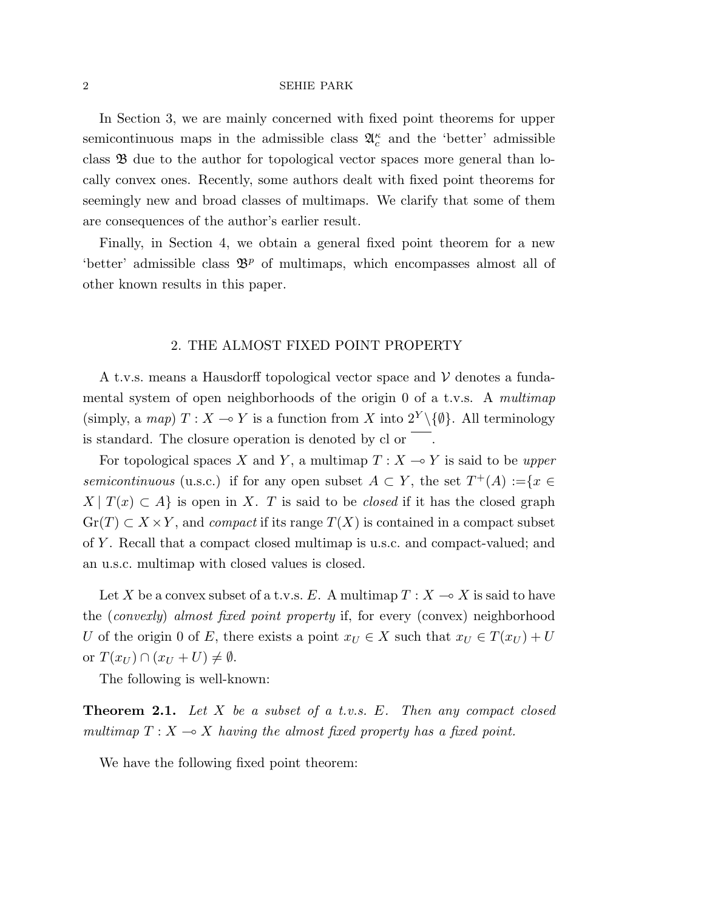In Section 3, we are mainly concerned with fixed point theorems for upper semicontinuous maps in the admissible class $\mathfrak{A}_c^\kappa$ and the 'better' admissible class $\mathfrak{B}$ due to the author for topological vector spaces more general than locally convex ones. Recently, some authors dealt with fixed point theorems for seemingly new and broad classes of multimaps. We clarify that some of them are consequences of the author's earlier result.

Finally, in Section 4, we obtain a general fixed point theorem for a new 'better' admissible class $\mathfrak{B}^p$ of multimaps, which encompasses almost all of other known results in this paper.

## 2. THE ALMOST FIXED POINT PROPERTY

A t.v.s. means a Hausdorff topological vector space and $\mathcal{V}$ denotes a fundamental system of open neighborhoods of the origin 0 of a t.v.s. A *multimap* (simply, a *map*) $T : X \multimap Y$ is a function from $X$ into $2^Y \backslash \{\emptyset\}$. All terminology is standard. The closure operation is denoted by cl or $\overline{\phantom{x}}$.

For topological spaces $X$ and $Y$, a multimap $T : X \multimap Y$ is said to be *upper semicontinuous* (u.s.c.) if for any open subset $A \subset Y$, the set $T^+(A) := \{x \in X \mid T(x) \subset A\}$ is open in $X$. $T$ is said to be *closed* if it has the closed graph $\mathrm{Gr}(T) \subset X \times Y$, and *compact* if its range $T(X)$ is contained in a compact subset of $Y$. Recall that a compact closed multimap is u.s.c. and compact-valued; and an u.s.c. multimap with closed values is closed.

Let $X$ be a convex subset of a t.v.s. $E$. A multimap $T : X \multimap X$ is said to have the (*convexly*) *almost fixed point property* if, for every (convex) neighborhood $U$ of the origin 0 of $E$, there exists a point $x_U \in X$ such that $x_U \in T(x_U) + U$ or $T(x_U) \cap (x_U + U) \neq \emptyset$.

The following is well-known:

**Theorem 2.1.** *Let $X$ be a subset of a t.v.s. $E$. Then any compact closed multimap $T : X \multimap X$ having the almost fixed property has a fixed point.*

We have the following fixed point theorem: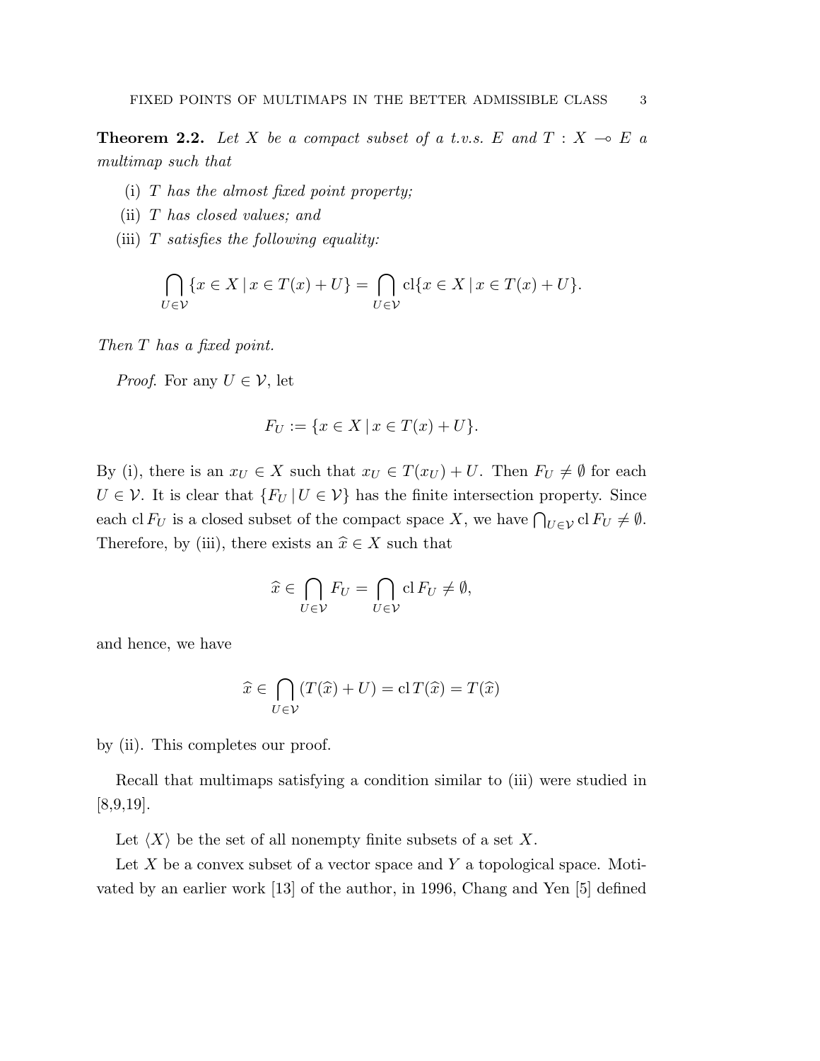**Theorem 2.2.** *Let $X$ be a compact subset of a t.v.s. $E$ and $T : X \multimap E$ a multimap such that*

(i) *$T$ has the almost fixed point property;*

(ii) *$T$ has closed values; and*

(iii) *$T$ satisfies the following equality:*

$$\bigcap_{U \in \mathcal{V}} \{x \in X \mid x \in T(x) + U\} = \bigcap_{U \in \mathcal{V}} \mathrm{cl}\{x \in X \mid x \in T(x) + U\}.$$

*Then $T$ has a fixed point.*

*Proof.* For any $U \in \mathcal{V}$, let

$$F_U := \{x \in X \mid x \in T(x) + U\}.$$

By (i), there is an $x_U \in X$ such that $x_U \in T(x_U) + U$. Then $F_U \neq \emptyset$ for each $U \in \mathcal{V}$. It is clear that $\{F_U \mid U \in \mathcal{V}\}$ has the finite intersection property. Since each $\mathrm{cl}\, F_U$ is a closed subset of the compact space $X$, we have $\bigcap_{U \in \mathcal{V}} \mathrm{cl}\, F_U \neq \emptyset$. Therefore, by (iii), there exists an $\widehat{x} \in X$ such that

$$\widehat{x} \in \bigcap_{U \in \mathcal{V}} F_U = \bigcap_{U \in \mathcal{V}} \mathrm{cl}\, F_U \neq \emptyset,$$

and hence, we have

$$\widehat{x} \in \bigcap_{U \in \mathcal{V}} (T(\widehat{x}) + U) = \mathrm{cl}\, T(\widehat{x}) = T(\widehat{x})$$

by (ii). This completes our proof.

Recall that multimaps satisfying a condition similar to (iii) were studied in [8,9,19].

Let $\langle X \rangle$ be the set of all nonempty finite subsets of a set $X$.

Let $X$ be a convex subset of a vector space and $Y$ a topological space. Motivated by an earlier work [13] of the author, in 1996, Chang and Yen [5] defined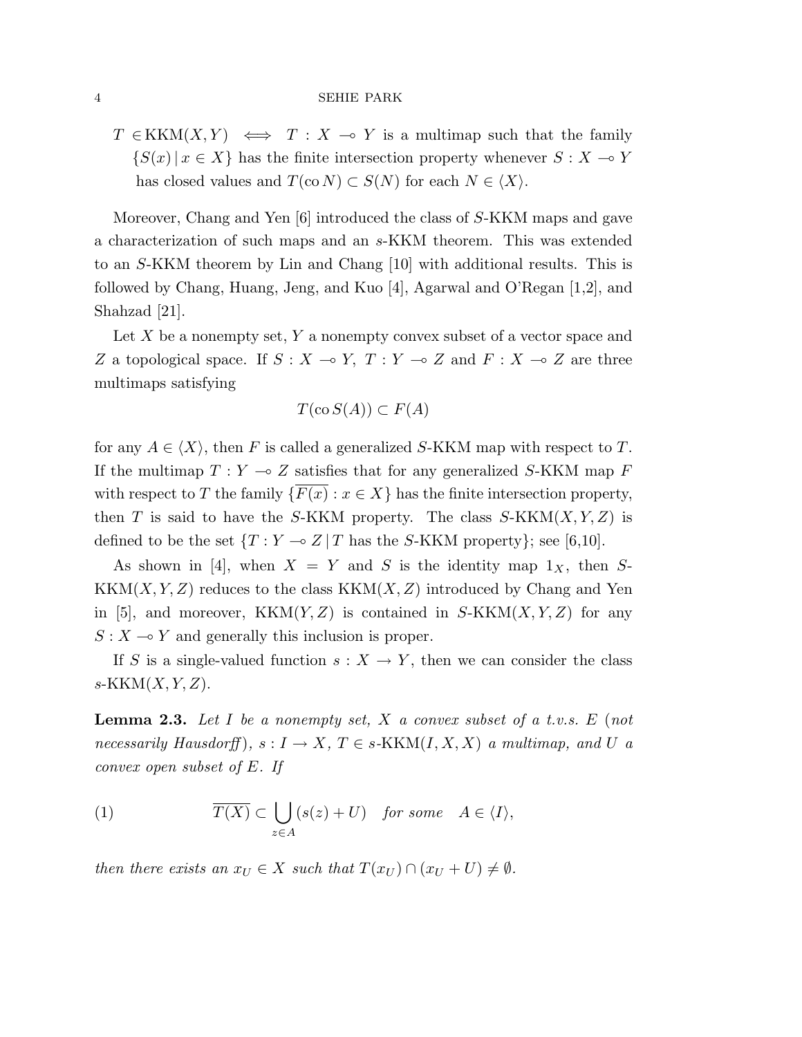$T \in \mathrm{KKM}(X,Y) \iff T : X \multimap Y$ is a multimap such that the family $\{S(x) \mid x \in X\}$ has the finite intersection property whenever $S : X \multimap Y$ has closed values and $T(\mathrm{co}\, N) \subset S(N)$ for each $N \in \langle X \rangle$.

Moreover, Chang and Yen [6] introduced the class of $S$-KKM maps and gave a characterization of such maps and an $s$-KKM theorem. This was extended to an $S$-KKM theorem by Lin and Chang [10] with additional results. This is followed by Chang, Huang, Jeng, and Kuo [4], Agarwal and O'Regan [1,2], and Shahzad [21].

Let $X$ be a nonempty set, $Y$ a nonempty convex subset of a vector space and $Z$ a topological space. If $S : X \multimap Y$, $T : Y \multimap Z$ and $F : X \multimap Z$ are three multimaps satisfying

$$T(\mathrm{co}\, S(A)) \subset F(A)$$

for any $A \in \langle X \rangle$, then $F$ is called a generalized $S$-KKM map with respect to $T$. If the multimap $T : Y \multimap Z$ satisfies that for any generalized $S$-KKM map $F$ with respect to $T$ the family $\{\overline{F(x)} : x \in X\}$ has the finite intersection property, then $T$ is said to have the $S$-KKM property. The class $S$-$\mathrm{KKM}(X,Y,Z)$ is defined to be the set $\{T : Y \multimap Z \mid T$ has the $S$-KKM property$\}$; see [6,10].

As shown in [4], when $X = Y$ and $S$ is the identity map $1_X$, then $S$-$\mathrm{KKM}(X,Y,Z)$ reduces to the class $\mathrm{KKM}(X,Z)$ introduced by Chang and Yen in [5], and moreover, $\mathrm{KKM}(Y,Z)$ is contained in $S$-$\mathrm{KKM}(X,Y,Z)$ for any $S : X \multimap Y$ and generally this inclusion is proper.

If $S$ is a single-valued function $s : X \to Y$, then we can consider the class $s$-$\mathrm{KKM}(X,Y,Z)$.

**Lemma 2.3.** *Let $I$ be a nonempty set, $X$ a convex subset of a t.v.s. $E$ (not necessarily Hausdorff), $s : I \to X$, $T \in s$-$\mathrm{KKM}(I,X,X)$ a multimap, and $U$ a convex open subset of $E$. If*

$$\overline{T(X)} \subset \bigcup_{z \in A} (s(z) + U) \quad \textit{for some} \quad A \in \langle I \rangle, \tag{1}$$

*then there exists an $x_U \in X$ such that $T(x_U) \cap (x_U + U) \neq \emptyset$.*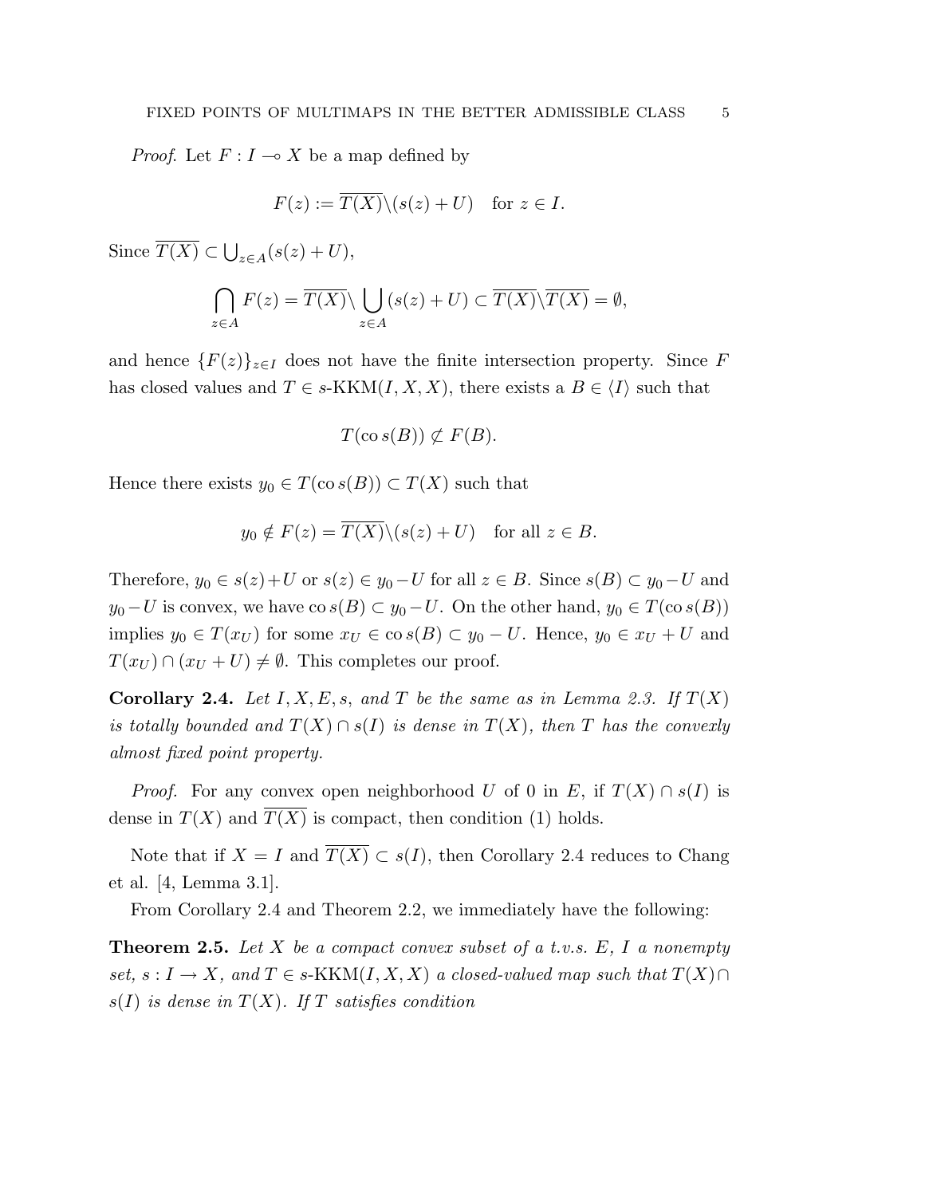*Proof.* Let $F : I \multimap X$ be a map defined by

$$F(z) := \overline{T(X)} \backslash (s(z) + U) \quad \text{for } z \in I.$$

Since $\overline{T(X)} \subset \bigcup_{z \in A} (s(z) + U)$,

$$\bigcap_{z \in A} F(z) = \overline{T(X)} \backslash \bigcup_{z \in A} (s(z) + U) \subset \overline{T(X)} \backslash \overline{T(X)} = \emptyset,$$

and hence $\{F(z)\}_{z \in I}$ does not have the finite intersection property. Since $F$ has closed values and $T \in s\text{-KKM}(I, X, X)$, there exists a $B \in \langle I \rangle$ such that

$$T(\operatorname{co} s(B)) \not\subset F(B).$$

Hence there exists $y_0 \in T(\operatorname{co} s(B)) \subset T(X)$ such that

$$y_0 \notin F(z) = \overline{T(X)} \backslash (s(z) + U) \quad \text{for all } z \in B.$$

Therefore, $y_0 \in s(z) + U$ or $s(z) \in y_0 - U$ for all $z \in B$. Since $s(B) \subset y_0 - U$ and $y_0 - U$ is convex, we have $\operatorname{co} s(B) \subset y_0 - U$. On the other hand, $y_0 \in T(\operatorname{co} s(B))$ implies $y_0 \in T(x_U)$ for some $x_U \in \operatorname{co} s(B) \subset y_0 - U$. Hence, $y_0 \in x_U + U$ and $T(x_U) \cap (x_U + U) \neq \emptyset$. This completes our proof.

**Corollary 2.4.** *Let $I, X, E, s$, and $T$ be the same as in Lemma 2.3. If $T(X)$ is totally bounded and $T(X) \cap s(I)$ is dense in $T(X)$, then $T$ has the convexly almost fixed point property.*

*Proof.* For any convex open neighborhood $U$ of 0 in $E$, if $T(X) \cap s(I)$ is dense in $T(X)$ and $\overline{T(X)}$ is compact, then condition (1) holds.

Note that if $X = I$ and $\overline{T(X)} \subset s(I)$, then Corollary 2.4 reduces to Chang et al. [4, Lemma 3.1].

From Corollary 2.4 and Theorem 2.2, we immediately have the following:

**Theorem 2.5.** *Let $X$ be a compact convex subset of a t.v.s. $E$, $I$ a nonempty set, $s : I \to X$, and $T \in s\text{-KKM}(I, X, X)$ a closed-valued map such that $T(X) \cap s(I)$ is dense in $T(X)$. If $T$ satisfies condition*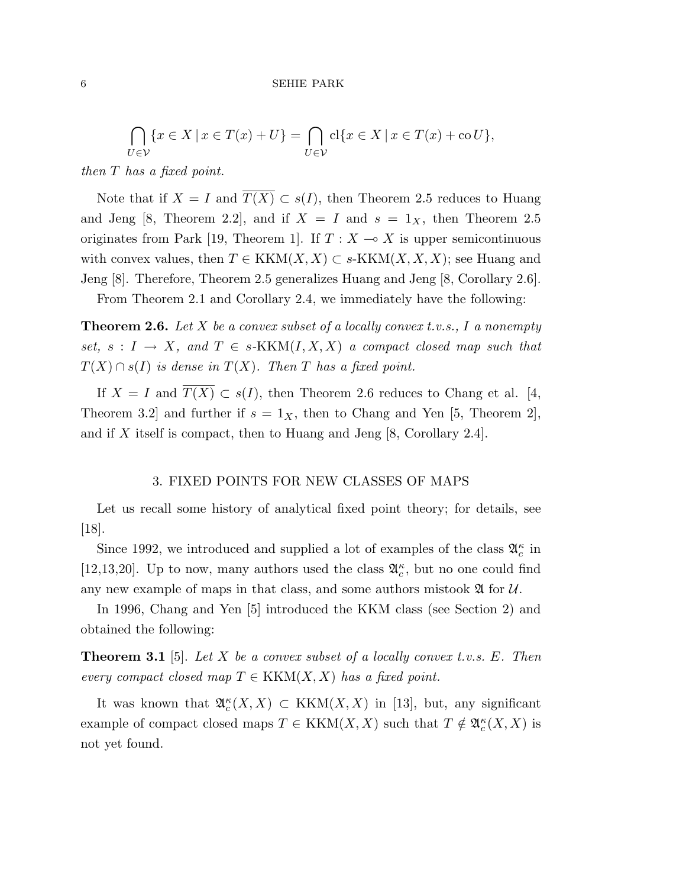$$\bigcap_{U \in \mathcal{V}} \{x \in X \mid x \in T(x) + U\} = \bigcap_{U \in \mathcal{V}} \mathrm{cl}\{x \in X \mid x \in T(x) + \mathrm{co}\, U\},$$

*then $T$ has a fixed point.*

Note that if $X = I$ and $\overline{T(X)} \subset s(I)$, then Theorem 2.5 reduces to Huang and Jeng [8, Theorem 2.2], and if $X = I$ and $s = 1_X$, then Theorem 2.5 originates from Park [19, Theorem 1]. If $T : X \multimap X$ is upper semicontinuous with convex values, then $T \in \mathrm{KKM}(X, X) \subset s\text{-KKM}(X, X, X)$; see Huang and Jeng [8]. Therefore, Theorem 2.5 generalizes Huang and Jeng [8, Corollary 2.6].

From Theorem 2.1 and Corollary 2.4, we immediately have the following:

**Theorem 2.6.** *Let $X$ be a convex subset of a locally convex t.v.s., $I$ a nonempty set, $s : I \to X$, and $T \in s\text{-KKM}(I, X, X)$ a compact closed map such that $T(X) \cap s(I)$ is dense in $T(X)$. Then $T$ has a fixed point.*

If $X = I$ and $\overline{T(X)} \subset s(I)$, then Theorem 2.6 reduces to Chang et al. [4, Theorem 3.2] and further if $s = 1_X$, then to Chang and Yen [5, Theorem 2], and if $X$ itself is compact, then to Huang and Jeng [8, Corollary 2.4].

## 3. FIXED POINTS FOR NEW CLASSES OF MAPS

Let us recall some history of analytical fixed point theory; for details, see [18].

Since 1992, we introduced and supplied a lot of examples of the class $\mathfrak{A}_c^\kappa$ in [12,13,20]. Up to now, many authors used the class $\mathfrak{A}_c^\kappa$, but no one could find any new example of maps in that class, and some authors mistook $\mathfrak{A}$ for $\mathcal{U}$.

In 1996, Chang and Yen [5] introduced the KKM class (see Section 2) and obtained the following:

**Theorem 3.1** [5]. *Let $X$ be a convex subset of a locally convex t.v.s. $E$. Then every compact closed map $T \in \mathrm{KKM}(X, X)$ has a fixed point.*

It was known that $\mathfrak{A}_c^\kappa(X, X) \subset \mathrm{KKM}(X, X)$ in [13], but, any significant example of compact closed maps $T \in \mathrm{KKM}(X, X)$ such that $T \notin \mathfrak{A}_c^\kappa(X, X)$ is not yet found.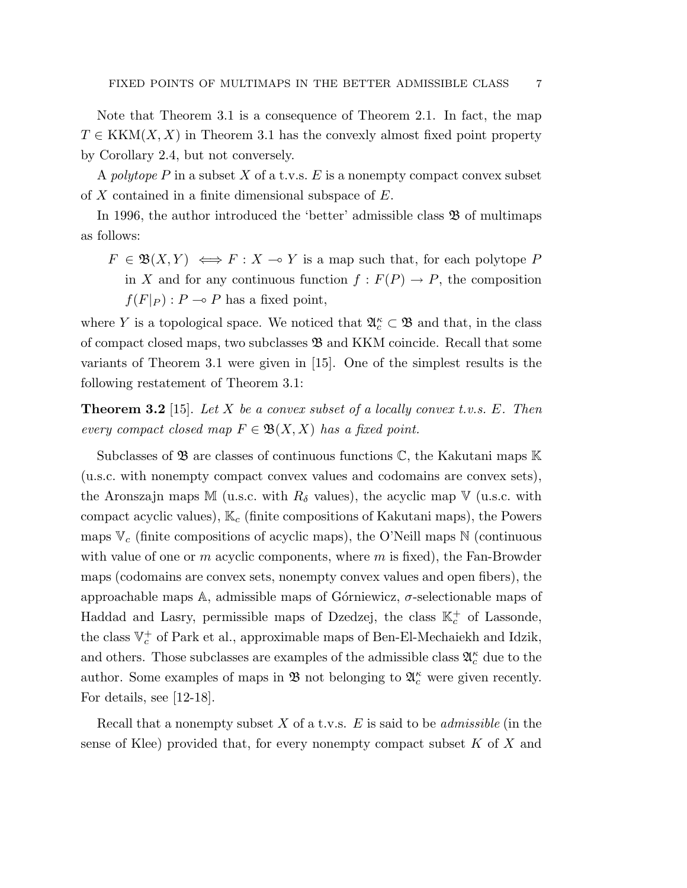Note that Theorem 3.1 is a consequence of Theorem 2.1. In fact, the map $T \in \mathrm{KKM}(X, X)$ in Theorem 3.1 has the convexly almost fixed point property by Corollary 2.4, but not conversely.

A *polytope* $P$ in a subset $X$ of a t.v.s. $E$ is a nonempty compact convex subset of $X$ contained in a finite dimensional subspace of $E$.

In 1996, the author introduced the 'better' admissible class $\mathfrak{B}$ of multimaps as follows:

> $F \in \mathfrak{B}(X, Y) \iff F : X \multimap Y$ is a map such that, for each polytope $P$ in $X$ and for any continuous function $f : F(P) \to P$, the composition $f(F|_P) : P \multimap P$ has a fixed point,

where $Y$ is a topological space. We noticed that $\mathfrak{A}_c^\kappa \subset \mathfrak{B}$ and that, in the class of compact closed maps, two subclasses $\mathfrak{B}$ and KKM coincide. Recall that some variants of Theorem 3.1 were given in [15]. One of the simplest results is the following restatement of Theorem 3.1:

**Theorem 3.2** [15]. *Let $X$ be a convex subset of a locally convex t.v.s. $E$. Then every compact closed map $F \in \mathfrak{B}(X, X)$ has a fixed point.*

Subclasses of $\mathfrak{B}$ are classes of continuous functions $\mathbb{C}$, the Kakutani maps $\mathbb{K}$ (u.s.c. with nonempty compact convex values and codomains are convex sets), the Aronszajn maps $\mathbb{M}$ (u.s.c. with $R_\delta$ values), the acyclic map $\mathbb{V}$ (u.s.c. with compact acyclic values), $\mathbb{K}_c$ (finite compositions of Kakutani maps), the Powers maps $\mathbb{V}_c$ (finite compositions of acyclic maps), the O'Neill maps $\mathbb{N}$ (continuous with value of one or $m$ acyclic components, where $m$ is fixed), the Fan-Browder maps (codomains are convex sets, nonempty convex values and open fibers), the approachable maps $\mathbb{A}$, admissible maps of Górniewicz, $\sigma$-selectionable maps of Haddad and Lasry, permissible maps of Dzedzej, the class $\mathbb{K}_c^+$ of Lassonde, the class $\mathbb{V}_c^+$ of Park et al., approximable maps of Ben-El-Mechaiekh and Idzik, and others. Those subclasses are examples of the admissible class $\mathfrak{A}_c^\kappa$ due to the author. Some examples of maps in $\mathfrak{B}$ not belonging to $\mathfrak{A}_c^\kappa$ were given recently. For details, see [12-18].

Recall that a nonempty subset $X$ of a t.v.s. $E$ is said to be *admissible* (in the sense of Klee) provided that, for every nonempty compact subset $K$ of $X$ and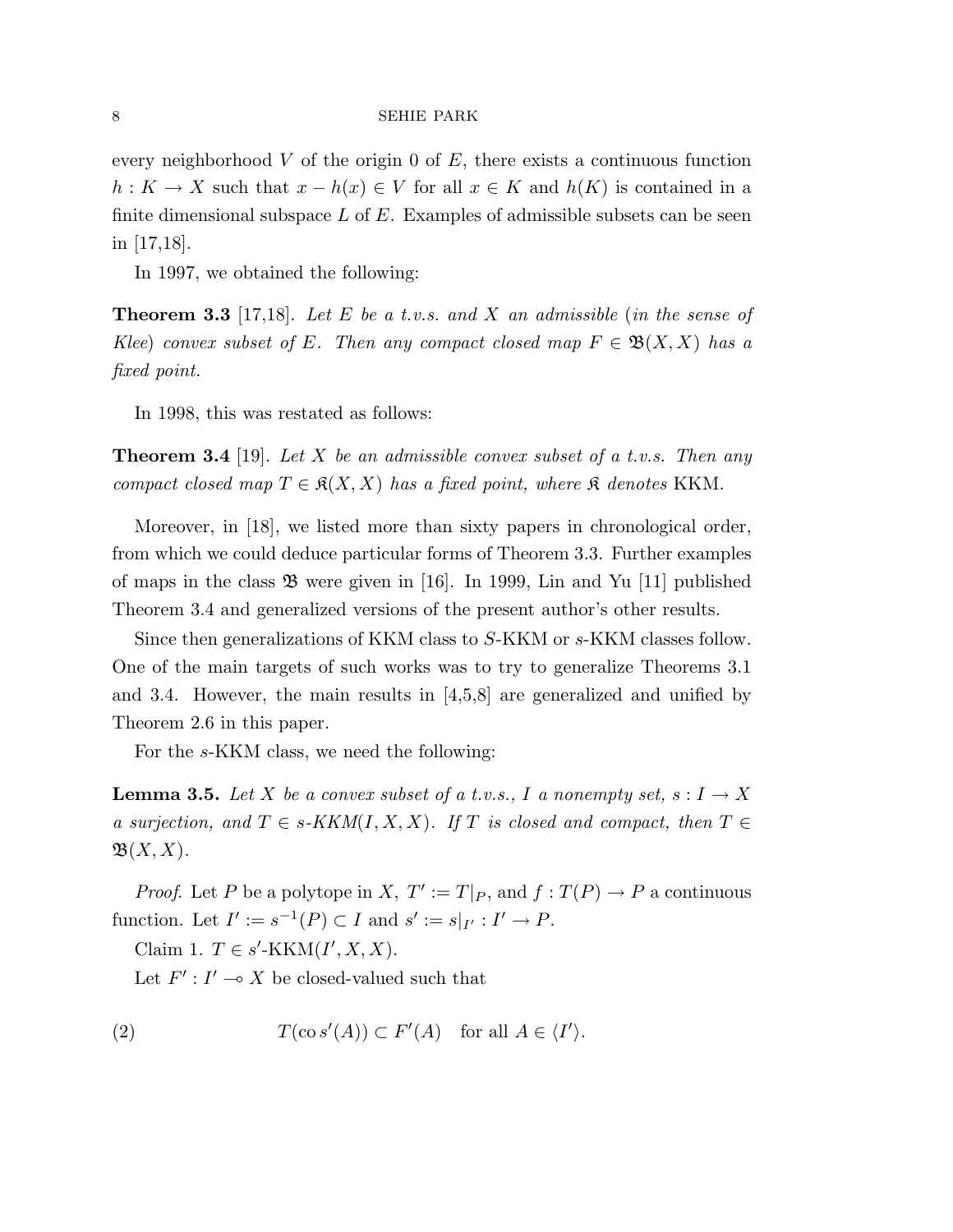every neighborhood $V$ of the origin $0$ of $E$, there exists a continuous function $h : K \to X$ such that $x - h(x) \in V$ for all $x \in K$ and $h(K)$ is contained in a finite dimensional subspace $L$ of $E$. Examples of admissible subsets can be seen in [17,18].

In 1997, we obtained the following:

**Theorem 3.3** [17,18]. *Let $E$ be a t.v.s. and $X$ an admissible (in the sense of Klee) convex subset of $E$. Then any compact closed map $F \in \mathfrak{B}(X, X)$ has a fixed point.*

In 1998, this was restated as follows:

**Theorem 3.4** [19]. *Let $X$ be an admissible convex subset of a t.v.s. Then any compact closed map $T \in \mathfrak{K}(X, X)$ has a fixed point, where $\mathfrak{K}$ denotes* KKM.

Moreover, in [18], we listed more than sixty papers in chronological order, from which we could deduce particular forms of Theorem 3.3. Further examples of maps in the class $\mathfrak{B}$ were given in [16]. In 1999, Lin and Yu [11] published Theorem 3.4 and generalized versions of the present author's other results.

Since then generalizations of KKM class to $S$-KKM or $s$-KKM classes follow. One of the main targets of such works was to try to generalize Theorems 3.1 and 3.4. However, the main results in [4,5,8] are generalized and unified by Theorem 2.6 in this paper.

For the $s$-KKM class, we need the following:

**Lemma 3.5.** *Let $X$ be a convex subset of a t.v.s., $I$ a nonempty set, $s : I \to X$ a surjection, and $T \in s\text{-}KKM(I, X, X)$. If $T$ is closed and compact, then $T \in \mathfrak{B}(X, X)$.*

*Proof.* Let $P$ be a polytope in $X$, $T' := T|_P$, and $f : T(P) \to P$ a continuous function. Let $I' := s^{-1}(P) \subset I$ and $s' := s|_{I'} : I' \to P$.

Claim 1. $T \in s'\text{-KKM}(I', X, X)$.

Let $F' : I' \multimap X$ be closed-valued such that

$$T(\operatorname{co} s'(A)) \subset F'(A) \quad \text{for all } A \in \langle I' \rangle. \tag{2}$$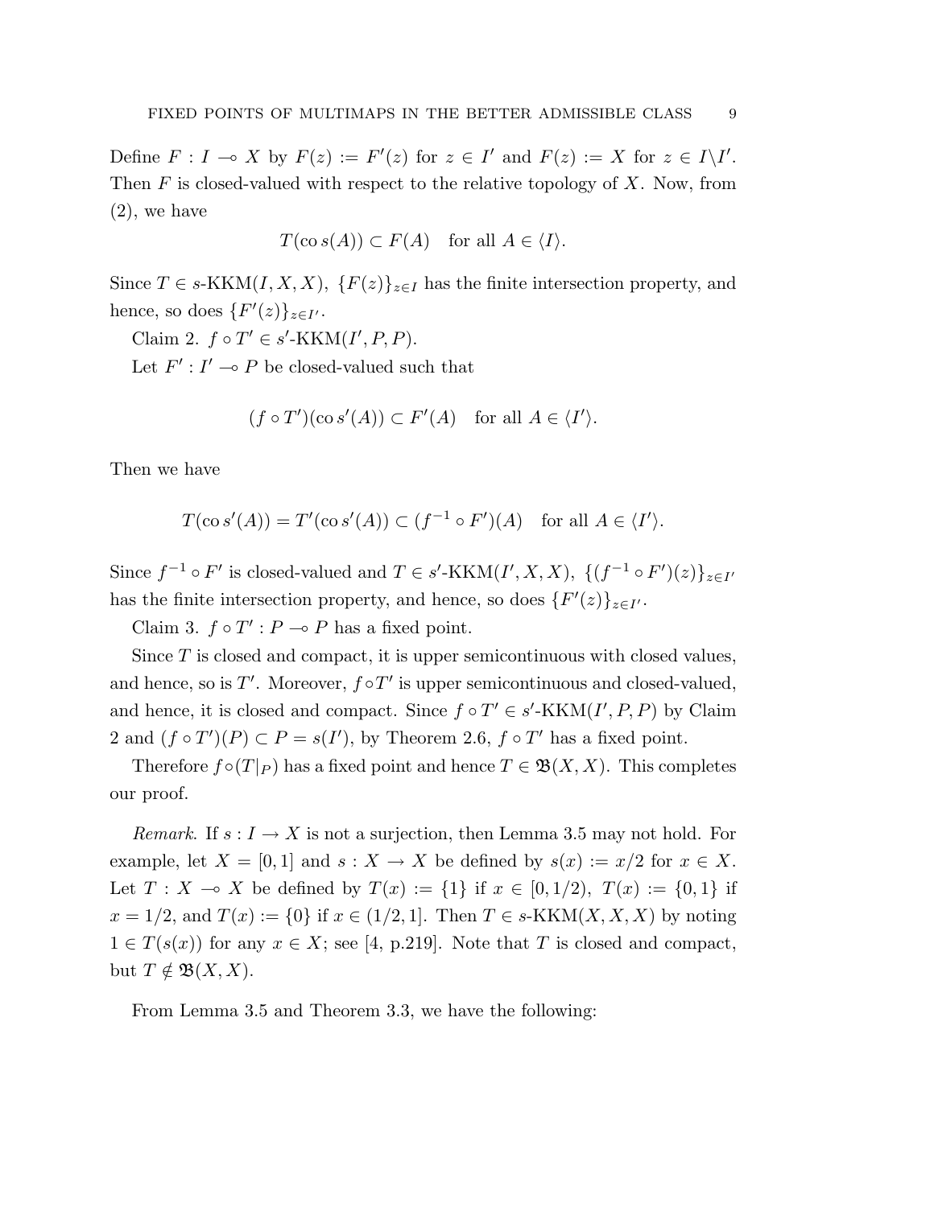Define $F : I \multimap X$ by $F(z) := F'(z)$ for $z \in I'$ and $F(z) := X$ for $z \in I \backslash I'$. Then $F$ is closed-valued with respect to the relative topology of $X$. Now, from (2), we have

$$T(\operatorname{co} s(A)) \subset F(A) \quad \text{for all } A \in \langle I \rangle.$$

Since $T \in s\text{-KKM}(I, X, X)$, $\{F(z)\}_{z \in I}$ has the finite intersection property, and hence, so does $\{F'(z)\}_{z \in I'}$.

Claim 2. $f \circ T' \in s'\text{-KKM}(I', P, P)$.

Let $F' : I' \multimap P$ be closed-valued such that

$$(f \circ T')(\operatorname{co} s'(A)) \subset F'(A) \quad \text{for all } A \in \langle I' \rangle.$$

Then we have

$$T(\operatorname{co} s'(A)) = T'(\operatorname{co} s'(A)) \subset (f^{-1} \circ F')(A) \quad \text{for all } A \in \langle I' \rangle.$$

Since $f^{-1} \circ F'$ is closed-valued and $T \in s'\text{-KKM}(I', X, X)$, $\{(f^{-1} \circ F')(z)\}_{z \in I'}$ has the finite intersection property, and hence, so does $\{F'(z)\}_{z \in I'}$.

Claim 3. $f \circ T' : P \multimap P$ has a fixed point.

Since $T$ is closed and compact, it is upper semicontinuous with closed values, and hence, so is $T'$. Moreover, $f \circ T'$ is upper semicontinuous and closed-valued, and hence, it is closed and compact. Since $f \circ T' \in s'\text{-KKM}(I', P, P)$ by Claim 2 and $(f \circ T')(P) \subset P = s(I')$, by Theorem 2.6, $f \circ T'$ has a fixed point.

Therefore $f \circ (T|_P)$ has a fixed point and hence $T \in \mathfrak{B}(X, X)$. This completes our proof.

*Remark.* If $s : I \to X$ is not a surjection, then Lemma 3.5 may not hold. For example, let $X = [0, 1]$ and $s : X \to X$ be defined by $s(x) := x/2$ for $x \in X$. Let $T : X \multimap X$ be defined by $T(x) := \{1\}$ if $x \in [0, 1/2)$, $T(x) := \{0, 1\}$ if $x = 1/2$, and $T(x) := \{0\}$ if $x \in (1/2, 1]$. Then $T \in s\text{-KKM}(X, X, X)$ by noting $1 \in T(s(x))$ for any $x \in X$; see [4, p.219]. Note that $T$ is closed and compact, but $T \notin \mathfrak{B}(X, X)$.

From Lemma 3.5 and Theorem 3.3, we have the following: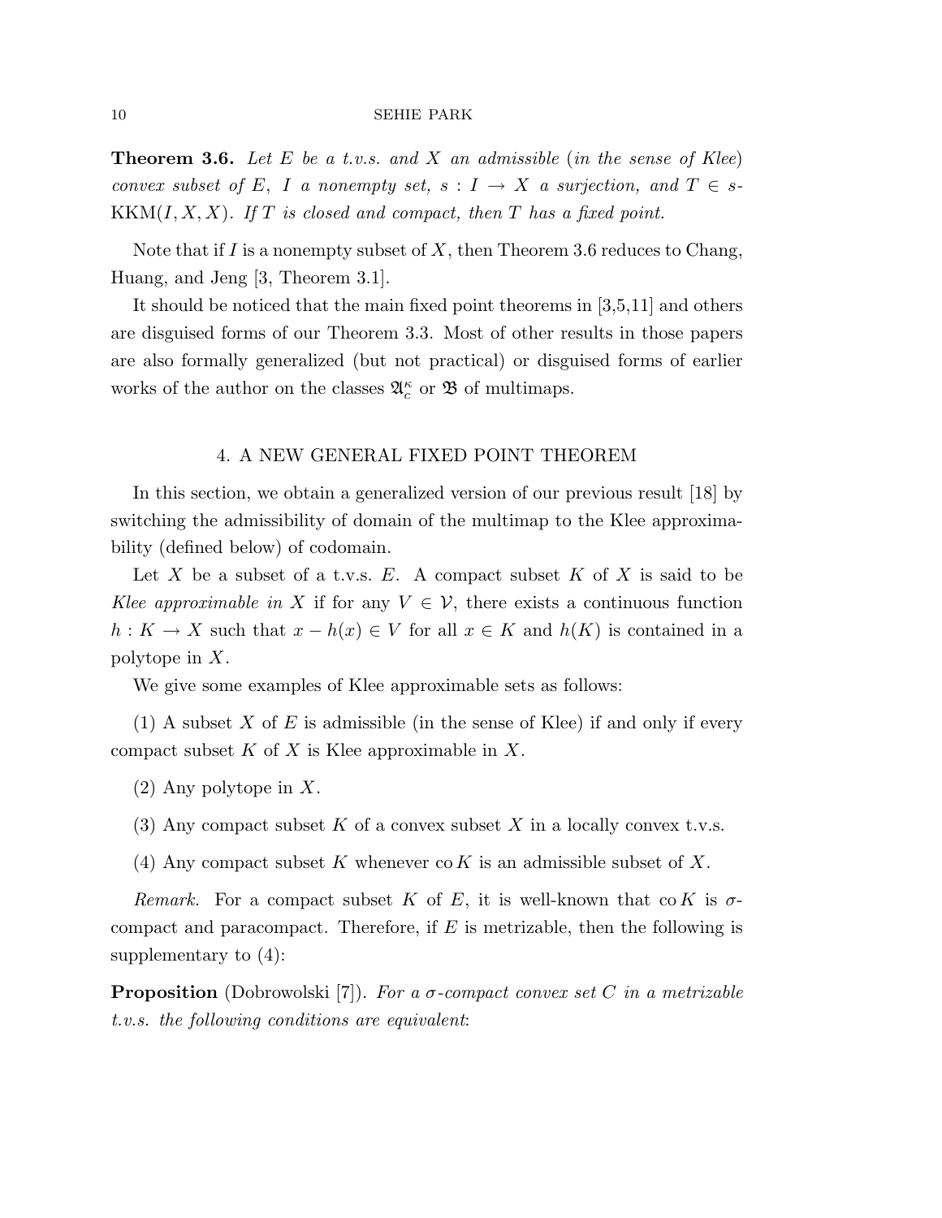**Theorem 3.6.** *Let $E$ be a t.v.s. and $X$ an admissible* (*in the sense of Klee*) *convex subset of $E$, $I$ a nonempty set, $s : I \to X$ a surjection, and $T \in s$-$\mathrm{KKM}(I, X, X)$. If $T$ is closed and compact, then $T$ has a fixed point.*

Note that if $I$ is a nonempty subset of $X$, then Theorem 3.6 reduces to Chang, Huang, and Jeng [3, Theorem 3.1].

It should be noticed that the main fixed point theorems in [3,5,11] and others are disguised forms of our Theorem 3.3. Most of other results in those papers are also formally generalized (but not practical) or disguised forms of earlier works of the author on the classes $\mathfrak{A}_c^\kappa$ or $\mathfrak{B}$ of multimaps.

## 4. A NEW GENERAL FIXED POINT THEOREM

In this section, we obtain a generalized version of our previous result [18] by switching the admissibility of domain of the multimap to the Klee approximability (defined below) of codomain.

Let $X$ be a subset of a t.v.s. $E$. A compact subset $K$ of $X$ is said to be *Klee approximable in* $X$ if for any $V \in \mathcal{V}$, there exists a continuous function $h : K \to X$ such that $x - h(x) \in V$ for all $x \in K$ and $h(K)$ is contained in a polytope in $X$.

We give some examples of Klee approximable sets as follows:

(1) A subset $X$ of $E$ is admissible (in the sense of Klee) if and only if every compact subset $K$ of $X$ is Klee approximable in $X$.

(2) Any polytope in $X$.

(3) Any compact subset $K$ of a convex subset $X$ in a locally convex t.v.s.

(4) Any compact subset $K$ whenever $\operatorname{co} K$ is an admissible subset of $X$.

*Remark.* For a compact subset $K$ of $E$, it is well-known that $\operatorname{co} K$ is $\sigma$-compact and paracompact. Therefore, if $E$ is metrizable, then the following is supplementary to (4):

**Proposition** (Dobrowolski [7]). *For a $\sigma$-compact convex set $C$ in a metrizable t.v.s. the following conditions are equivalent*: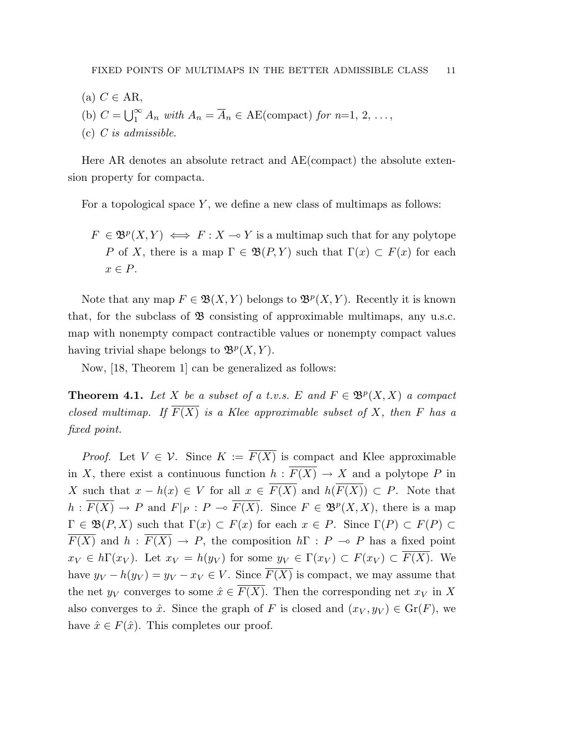(a) $C \in \mathrm{AR}$,

(b) $C = \bigcup_1^\infty A_n$ *with* $A_n = \overline{A}_n \in \mathrm{AE(compact)}$ *for* $n$=1, 2, ...,

(c) $C$ *is admissible.*

Here AR denotes an absolute retract and AE(compact) the absolute extension property for compacta.

For a topological space $Y$, we define a new class of multimaps as follows:

> $F \in \mathfrak{B}^p(X, Y) \iff F : X \multimap Y$ is a multimap such that for any polytope $P$ of $X$, there is a map $\Gamma \in \mathfrak{B}(P, Y)$ such that $\Gamma(x) \subset F(x)$ for each $x \in P$.

Note that any map $F \in \mathfrak{B}(X, Y)$ belongs to $\mathfrak{B}^p(X, Y)$. Recently it is known that, for the subclass of $\mathfrak{B}$ consisting of approximable multimaps, any u.s.c. map with nonempty compact contractible values or nonempty compact values having trivial shape belongs to $\mathfrak{B}^p(X, Y)$.

Now, [18, Theorem 1] can be generalized as follows:

**Theorem 4.1.** *Let $X$ be a subset of a t.v.s. $E$ and $F \in \mathfrak{B}^p(X, X)$ a compact closed multimap. If $\overline{F(X)}$ is a Klee approximable subset of $X$, then $F$ has a fixed point.*

*Proof.* Let $V \in \mathcal{V}$. Since $K := \overline{F(X)}$ is compact and Klee approximable in $X$, there exist a continuous function $h : \overline{F(X)} \to X$ and a polytope $P$ in $X$ such that $x - h(x) \in V$ for all $x \in \overline{F(X)}$ and $h(\overline{F(X)}) \subset P$. Note that $h : \overline{F(X)} \to P$ and $F|_P : P \multimap \overline{F(X)}$. Since $F \in \mathfrak{B}^p(X, X)$, there is a map $\Gamma \in \mathfrak{B}(P, X)$ such that $\Gamma(x) \subset F(x)$ for each $x \in P$. Since $\Gamma(P) \subset F(P) \subset \overline{F(X)}$ and $h : \overline{F(X)} \to P$, the composition $h\Gamma : P \multimap P$ has a fixed point $x_V \in h\Gamma(x_V)$. Let $x_V = h(y_V)$ for some $y_V \in \Gamma(x_V) \subset F(x_V) \subset \overline{F(X)}$. We have $y_V - h(y_V) = y_V - x_V \in V$. Since $\overline{F(X)}$ is compact, we may assume that the net $y_V$ converges to some $\hat{x} \in \overline{F(X)}$. Then the corresponding net $x_V$ in $X$ also converges to $\hat{x}$. Since the graph of $F$ is closed and $(x_V, y_V) \in \mathrm{Gr}(F)$, we have $\hat{x} \in F(\hat{x})$. This completes our proof.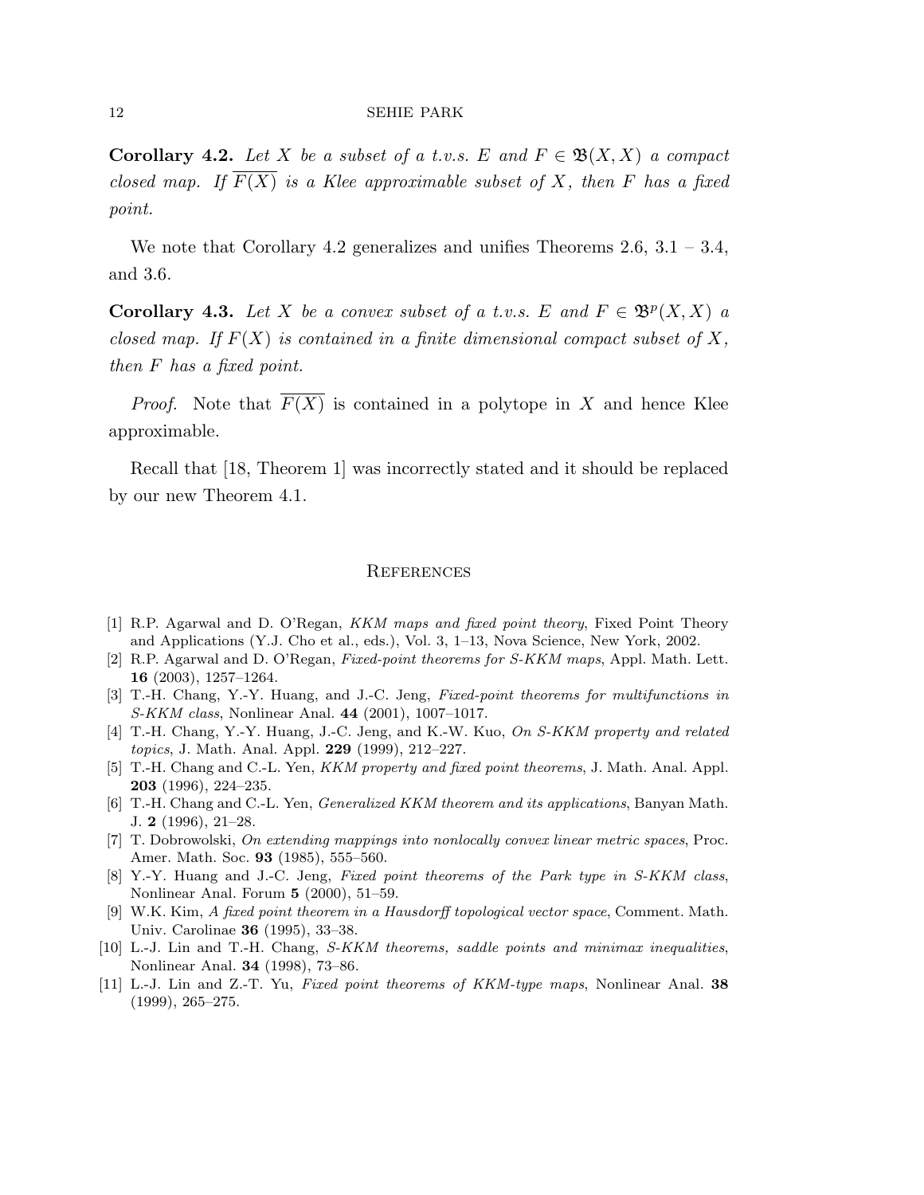**Corollary 4.2.** *Let $X$ be a subset of a t.v.s. $E$ and $F \in \mathfrak{B}(X, X)$ a compact closed map. If $\overline{F(X)}$ is a Klee approximable subset of $X$, then $F$ has a fixed point.*

We note that Corollary 4.2 generalizes and unifies Theorems 2.6, 3.1 – 3.4, and 3.6.

**Corollary 4.3.** *Let $X$ be a convex subset of a t.v.s. $E$ and $F \in \mathfrak{B}^p(X, X)$ a closed map. If $F(X)$ is contained in a finite dimensional compact subset of $X$, then $F$ has a fixed point.*

*Proof.* Note that $\overline{F(X)}$ is contained in a polytope in $X$ and hence Klee approximable.

Recall that [18, Theorem 1] was incorrectly stated and it should be replaced by our new Theorem 4.1.

## References

[1] R.P. Agarwal and D. O'Regan, *KKM maps and fixed point theory*, Fixed Point Theory and Applications (Y.J. Cho et al., eds.), Vol. 3, 1–13, Nova Science, New York, 2002.

[2] R.P. Agarwal and D. O'Regan, *Fixed-point theorems for S-KKM maps*, Appl. Math. Lett. **16** (2003), 1257–1264.

[3] T.-H. Chang, Y.-Y. Huang, and J.-C. Jeng, *Fixed-point theorems for multifunctions in S-KKM class*, Nonlinear Anal. **44** (2001), 1007–1017.

[4] T.-H. Chang, Y.-Y. Huang, J.-C. Jeng, and K.-W. Kuo, *On S-KKM property and related topics*, J. Math. Anal. Appl. **229** (1999), 212–227.

[5] T.-H. Chang and C.-L. Yen, *KKM property and fixed point theorems*, J. Math. Anal. Appl. **203** (1996), 224–235.

[6] T.-H. Chang and C.-L. Yen, *Generalized KKM theorem and its applications*, Banyan Math. J. **2** (1996), 21–28.

[7] T. Dobrowolski, *On extending mappings into nonlocally convex linear metric spaces*, Proc. Amer. Math. Soc. **93** (1985), 555–560.

[8] Y.-Y. Huang and J.-C. Jeng, *Fixed point theorems of the Park type in S-KKM class*, Nonlinear Anal. Forum **5** (2000), 51–59.

[9] W.K. Kim, *A fixed point theorem in a Hausdorff topological vector space*, Comment. Math. Univ. Carolinae **36** (1995), 33–38.

[10] L.-J. Lin and T.-H. Chang, *S-KKM theorems, saddle points and minimax inequalities*, Nonlinear Anal. **34** (1998), 73–86.

[11] L.-J. Lin and Z.-T. Yu, *Fixed point theorems of KKM-type maps*, Nonlinear Anal. **38** (1999), 265–275.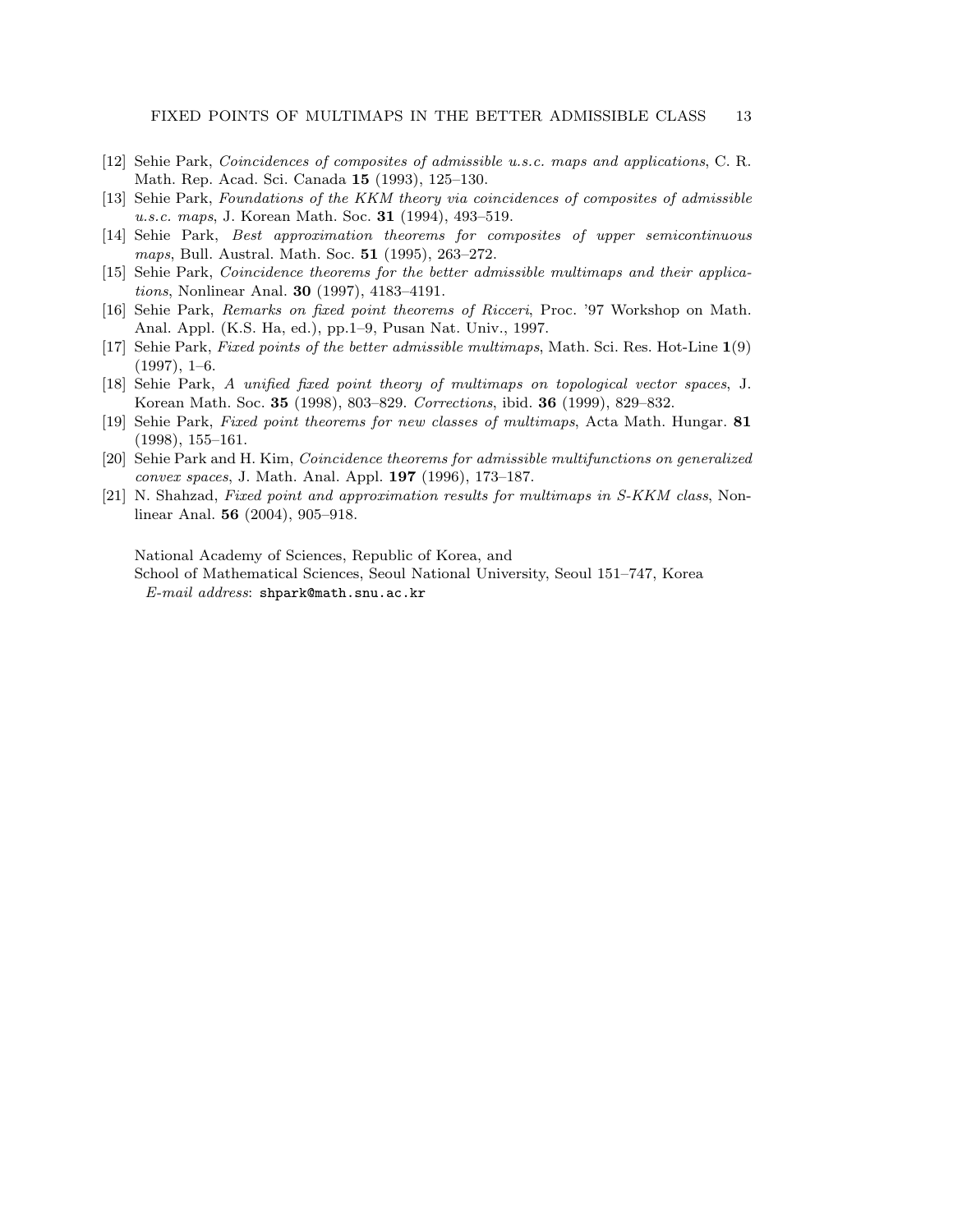[12] Sehie Park, *Coincidences of composites of admissible u.s.c. maps and applications*, C. R. Math. Rep. Acad. Sci. Canada **15** (1993), 125–130.

[13] Sehie Park, *Foundations of the KKM theory via coincidences of composites of admissible u.s.c. maps*, J. Korean Math. Soc. **31** (1994), 493–519.

[14] Sehie Park, *Best approximation theorems for composites of upper semicontinuous maps*, Bull. Austral. Math. Soc. **51** (1995), 263–272.

[15] Sehie Park, *Coincidence theorems for the better admissible multimaps and their applications*, Nonlinear Anal. **30** (1997), 4183–4191.

[16] Sehie Park, *Remarks on fixed point theorems of Ricceri*, Proc. '97 Workshop on Math. Anal. Appl. (K.S. Ha, ed.), pp.1–9, Pusan Nat. Univ., 1997.

[17] Sehie Park, *Fixed points of the better admissible multimaps*, Math. Sci. Res. Hot-Line **1**(9) (1997), 1–6.

[18] Sehie Park, *A unified fixed point theory of multimaps on topological vector spaces*, J. Korean Math. Soc. **35** (1998), 803–829. *Corrections*, ibid. **36** (1999), 829–832.

[19] Sehie Park, *Fixed point theorems for new classes of multimaps*, Acta Math. Hungar. **81** (1998), 155–161.

[20] Sehie Park and H. Kim, *Coincidence theorems for admissible multifunctions on generalized convex spaces*, J. Math. Anal. Appl. **197** (1996), 173–187.

[21] N. Shahzad, *Fixed point and approximation results for multimaps in S-KKM class*, Nonlinear Anal. **56** (2004), 905–918.

National Academy of Sciences, Republic of Korea, and
School of Mathematical Sciences, Seoul National University, Seoul 151–747, Korea
*E-mail address*: shpark@math.snu.ac.kr